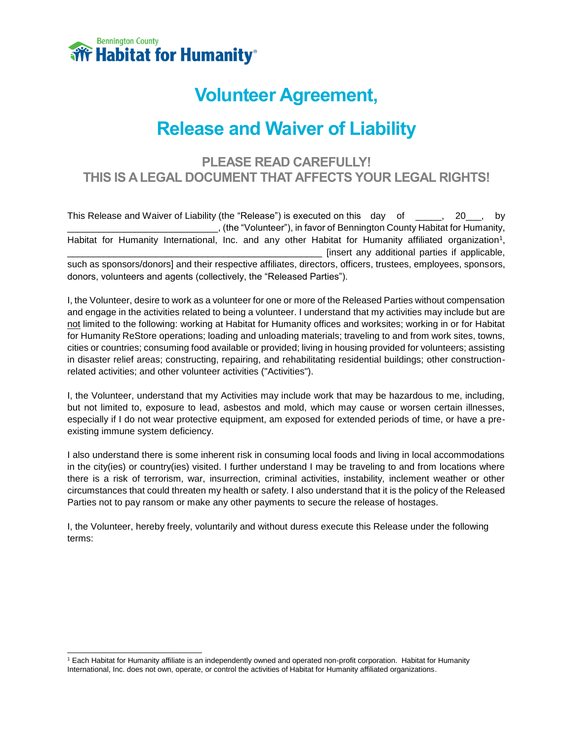Bennington County
Habitat for Humanity®

# Volunteer Agreement,

# Release and Waiver of Liability

## PLEASE READ CAREFULLY!
## THIS IS A LEGAL DOCUMENT THAT AFFECTS YOUR LEGAL RIGHTS!

This Release and Waiver of Liability (the "Release") is executed on this day of _____, 20___, by ____________________________, (the "Volunteer"), in favor of Bennington County Habitat for Humanity, Habitat for Humanity International, Inc. and any other Habitat for Humanity affiliated organization[1], _________________________________________________ [insert any additional parties if applicable, such as sponsors/donors] and their respective affiliates, directors, officers, trustees, employees, sponsors, donors, volunteers and agents (collectively, the "Released Parties").

I, the Volunteer, desire to work as a volunteer for one or more of the Released Parties without compensation and engage in the activities related to being a volunteer. I understand that my activities may include but are not limited to the following: working at Habitat for Humanity offices and worksites; working in or for Habitat for Humanity ReStore operations; loading and unloading materials; traveling to and from work sites, towns, cities or countries; consuming food available or provided; living in housing provided for volunteers; assisting in disaster relief areas; constructing, repairing, and rehabilitating residential buildings; other construction-related activities; and other volunteer activities ("Activities").

I, the Volunteer, understand that my Activities may include work that may be hazardous to me, including, but not limited to, exposure to lead, asbestos and mold, which may cause or worsen certain illnesses, especially if I do not wear protective equipment, am exposed for extended periods of time, or have a pre-existing immune system deficiency.

I also understand there is some inherent risk in consuming local foods and living in local accommodations in the city(ies) or country(ies) visited. I further understand I may be traveling to and from locations where there is a risk of terrorism, war, insurrection, criminal activities, instability, inclement weather or other circumstances that could threaten my health or safety. I also understand that it is the policy of the Released Parties not to pay ransom or make any other payments to secure the release of hostages.

I, the Volunteer, hereby freely, voluntarily and without duress execute this Release under the following terms:

[1] Each Habitat for Humanity affiliate is an independently owned and operated non-profit corporation. Habitat for Humanity International, Inc. does not own, operate, or control the activities of Habitat for Humanity affiliated organizations.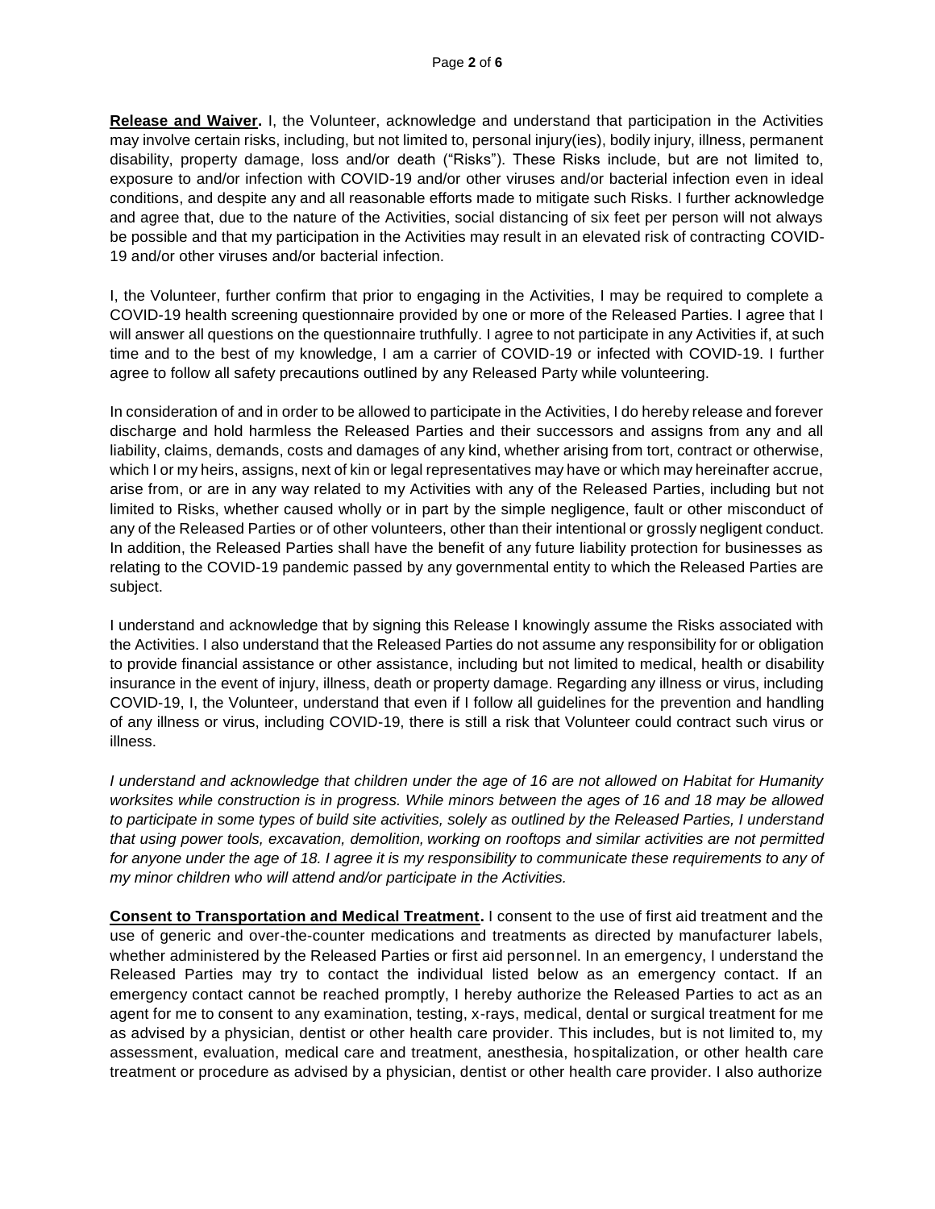**Release and Waiver.** I, the Volunteer, acknowledge and understand that participation in the Activities may involve certain risks, including, but not limited to, personal injury(ies), bodily injury, illness, permanent disability, property damage, loss and/or death ("Risks"). These Risks include, but are not limited to, exposure to and/or infection with COVID-19 and/or other viruses and/or bacterial infection even in ideal conditions, and despite any and all reasonable efforts made to mitigate such Risks. I further acknowledge and agree that, due to the nature of the Activities, social distancing of six feet per person will not always be possible and that my participation in the Activities may result in an elevated risk of contracting COVID-19 and/or other viruses and/or bacterial infection.

I, the Volunteer, further confirm that prior to engaging in the Activities, I may be required to complete a COVID-19 health screening questionnaire provided by one or more of the Released Parties. I agree that I will answer all questions on the questionnaire truthfully. I agree to not participate in any Activities if, at such time and to the best of my knowledge, I am a carrier of COVID-19 or infected with COVID-19. I further agree to follow all safety precautions outlined by any Released Party while volunteering.

In consideration of and in order to be allowed to participate in the Activities, I do hereby release and forever discharge and hold harmless the Released Parties and their successors and assigns from any and all liability, claims, demands, costs and damages of any kind, whether arising from tort, contract or otherwise, which I or my heirs, assigns, next of kin or legal representatives may have or which may hereinafter accrue, arise from, or are in any way related to my Activities with any of the Released Parties, including but not limited to Risks, whether caused wholly or in part by the simple negligence, fault or other misconduct of any of the Released Parties or of other volunteers, other than their intentional or grossly negligent conduct. In addition, the Released Parties shall have the benefit of any future liability protection for businesses as relating to the COVID-19 pandemic passed by any governmental entity to which the Released Parties are subject.

I understand and acknowledge that by signing this Release I knowingly assume the Risks associated with the Activities. I also understand that the Released Parties do not assume any responsibility for or obligation to provide financial assistance or other assistance, including but not limited to medical, health or disability insurance in the event of injury, illness, death or property damage. Regarding any illness or virus, including COVID-19, I, the Volunteer, understand that even if I follow all guidelines for the prevention and handling of any illness or virus, including COVID-19, there is still a risk that Volunteer could contract such virus or illness.

*I understand and acknowledge that children under the age of 16 are not allowed on Habitat for Humanity worksites while construction is in progress. While minors between the ages of 16 and 18 may be allowed to participate in some types of build site activities, solely as outlined by the Released Parties, I understand that using power tools, excavation, demolition, working on rooftops and similar activities are not permitted for anyone under the age of 18. I agree it is my responsibility to communicate these requirements to any of my minor children who will attend and/or participate in the Activities.*

**Consent to Transportation and Medical Treatment.** I consent to the use of first aid treatment and the use of generic and over-the-counter medications and treatments as directed by manufacturer labels, whether administered by the Released Parties or first aid personnel. In an emergency, I understand the Released Parties may try to contact the individual listed below as an emergency contact. If an emergency contact cannot be reached promptly, I hereby authorize the Released Parties to act as an agent for me to consent to any examination, testing, x-rays, medical, dental or surgical treatment for me as advised by a physician, dentist or other health care provider. This includes, but is not limited to, my assessment, evaluation, medical care and treatment, anesthesia, hospitalization, or other health care treatment or procedure as advised by a physician, dentist or other health care provider. I also authorize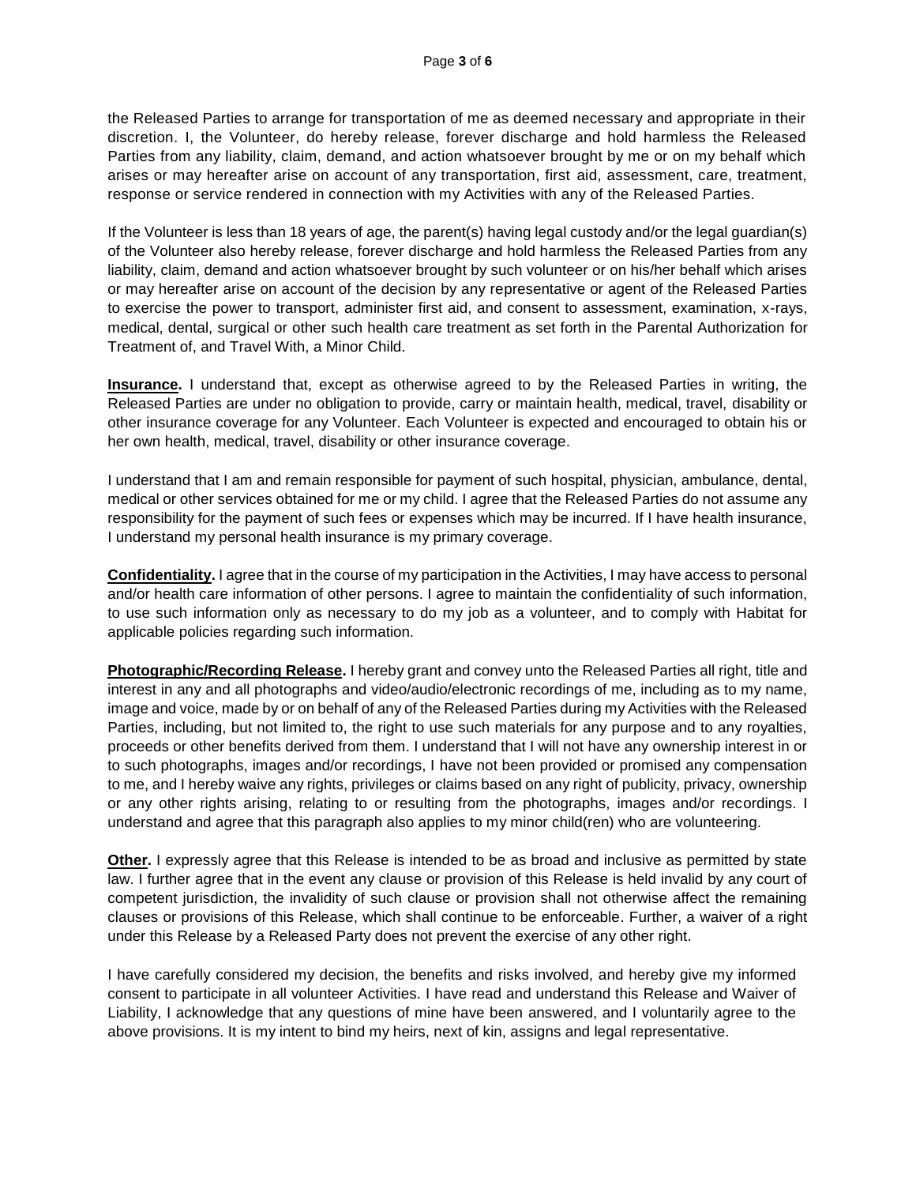the Released Parties to arrange for transportation of me as deemed necessary and appropriate in their discretion. I, the Volunteer, do hereby release, forever discharge and hold harmless the Released Parties from any liability, claim, demand, and action whatsoever brought by me or on my behalf which arises or may hereafter arise on account of any transportation, first aid, assessment, care, treatment, response or service rendered in connection with my Activities with any of the Released Parties.

If the Volunteer is less than 18 years of age, the parent(s) having legal custody and/or the legal guardian(s) of the Volunteer also hereby release, forever discharge and hold harmless the Released Parties from any liability, claim, demand and action whatsoever brought by such volunteer or on his/her behalf which arises or may hereafter arise on account of the decision by any representative or agent of the Released Parties to exercise the power to transport, administer first aid, and consent to assessment, examination, x-rays, medical, dental, surgical or other such health care treatment as set forth in the Parental Authorization for Treatment of, and Travel With, a Minor Child.

**Insurance.** I understand that, except as otherwise agreed to by the Released Parties in writing, the Released Parties are under no obligation to provide, carry or maintain health, medical, travel, disability or other insurance coverage for any Volunteer. Each Volunteer is expected and encouraged to obtain his or her own health, medical, travel, disability or other insurance coverage.

I understand that I am and remain responsible for payment of such hospital, physician, ambulance, dental, medical or other services obtained for me or my child. I agree that the Released Parties do not assume any responsibility for the payment of such fees or expenses which may be incurred. If I have health insurance, I understand my personal health insurance is my primary coverage.

**Confidentiality.** I agree that in the course of my participation in the Activities, I may have access to personal and/or health care information of other persons. I agree to maintain the confidentiality of such information, to use such information only as necessary to do my job as a volunteer, and to comply with Habitat for applicable policies regarding such information.

**Photographic/Recording Release.** I hereby grant and convey unto the Released Parties all right, title and interest in any and all photographs and video/audio/electronic recordings of me, including as to my name, image and voice, made by or on behalf of any of the Released Parties during my Activities with the Released Parties, including, but not limited to, the right to use such materials for any purpose and to any royalties, proceeds or other benefits derived from them. I understand that I will not have any ownership interest in or to such photographs, images and/or recordings, I have not been provided or promised any compensation to me, and I hereby waive any rights, privileges or claims based on any right of publicity, privacy, ownership or any other rights arising, relating to or resulting from the photographs, images and/or recordings. I understand and agree that this paragraph also applies to my minor child(ren) who are volunteering.

**Other.** I expressly agree that this Release is intended to be as broad and inclusive as permitted by state law. I further agree that in the event any clause or provision of this Release is held invalid by any court of competent jurisdiction, the invalidity of such clause or provision shall not otherwise affect the remaining clauses or provisions of this Release, which shall continue to be enforceable. Further, a waiver of a right under this Release by a Released Party does not prevent the exercise of any other right.

I have carefully considered my decision, the benefits and risks involved, and hereby give my informed consent to participate in all volunteer Activities. I have read and understand this Release and Waiver of Liability, I acknowledge that any questions of mine have been answered, and I voluntarily agree to the above provisions. It is my intent to bind my heirs, next of kin, assigns and legal representative.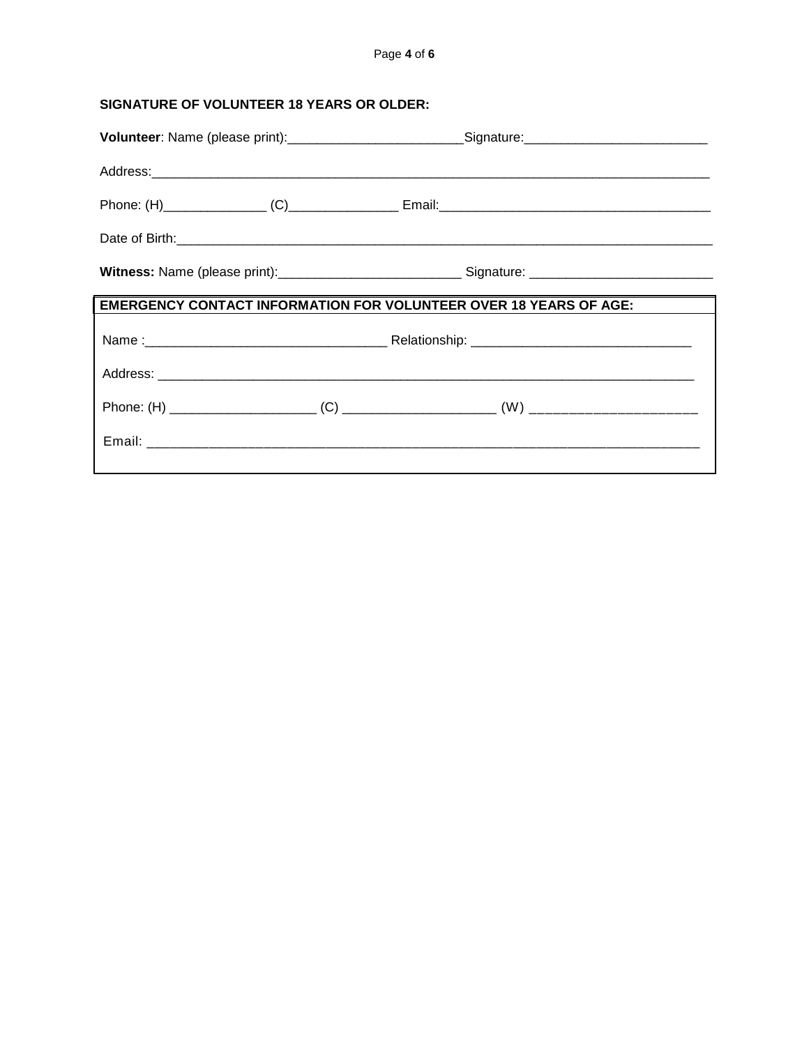**SIGNATURE OF VOLUNTEER 18 YEARS OR OLDER:**

**Volunteer**: Name (please print):________________________Signature:_________________________

Address:_______________________________________________________________________________

Phone: (H)______________ (C)_______________ Email:_____________________________________

Date of Birth:___________________________________________________________________________

**Witness:** Name (please print):_________________________ Signature: _________________________

**EMERGENCY CONTACT INFORMATION FOR VOLUNTEER OVER 18 YEARS OF AGE:**

Name :________________________________ Relationship: ______________________________

Address: ___________________________________________________________________________

Phone: (H) ___________________ (C) ____________________ (W) ______________________

Email: _____________________________________________________________________________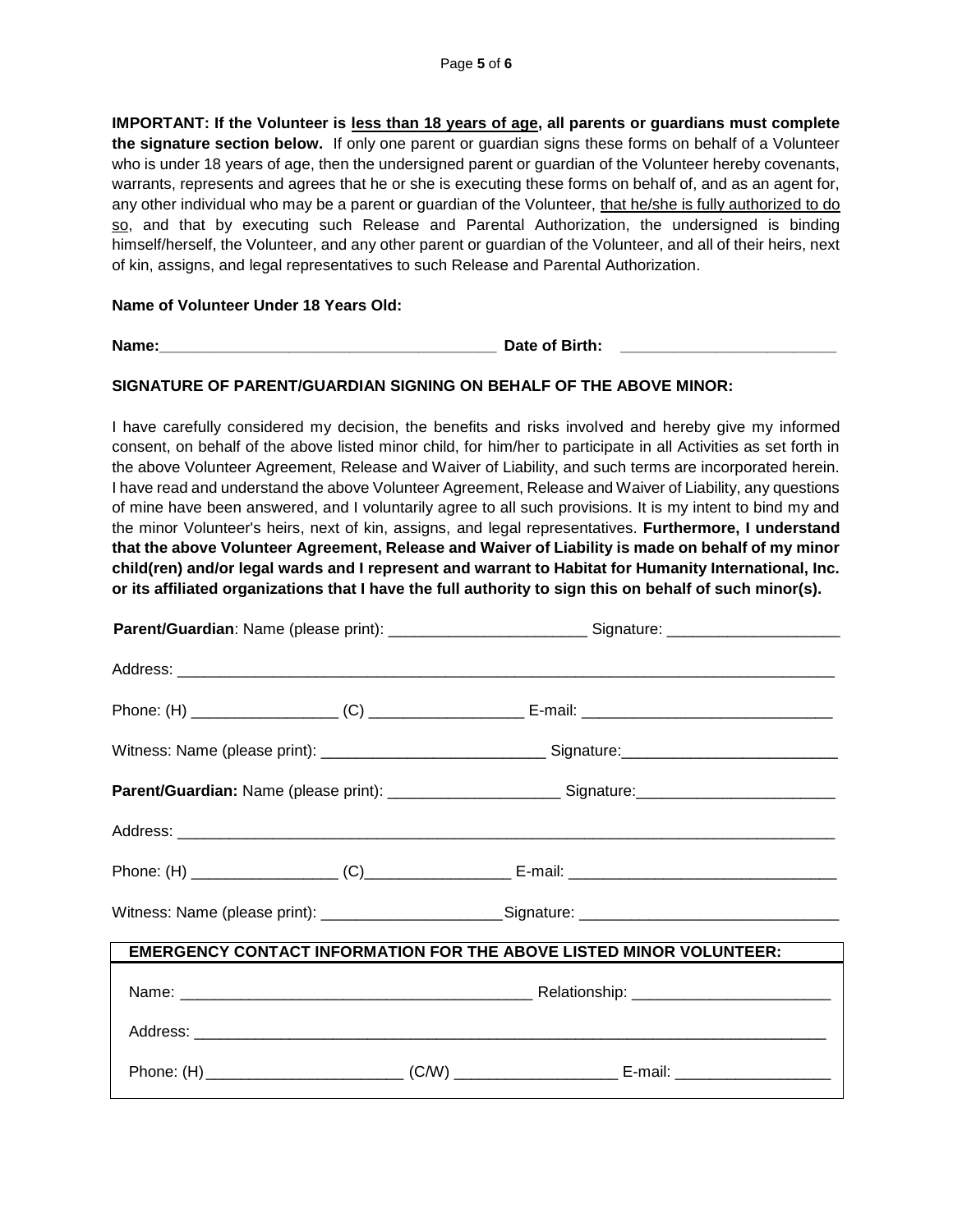**IMPORTANT: If the Volunteer is less than 18 years of age, all parents or guardians must complete the signature section below.** If only one parent or guardian signs these forms on behalf of a Volunteer who is under 18 years of age, then the undersigned parent or guardian of the Volunteer hereby covenants, warrants, represents and agrees that he or she is executing these forms on behalf of, and as an agent for, any other individual who may be a parent or guardian of the Volunteer, that he/she is fully authorized to do so, and that by executing such Release and Parental Authorization, the undersigned is binding himself/herself, the Volunteer, and any other parent or guardian of the Volunteer, and all of their heirs, next of kin, assigns, and legal representatives to such Release and Parental Authorization.

**Name of Volunteer Under 18 Years Old:**

**Name:**_______________________________________ **Date of Birth:** _________________________

**SIGNATURE OF PARENT/GUARDIAN SIGNING ON BEHALF OF THE ABOVE MINOR:**

I have carefully considered my decision, the benefits and risks involved and hereby give my informed consent, on behalf of the above listed minor child, for him/her to participate in all Activities as set forth in the above Volunteer Agreement, Release and Waiver of Liability, and such terms are incorporated herein. I have read and understand the above Volunteer Agreement, Release and Waiver of Liability, any questions of mine have been answered, and I voluntarily agree to all such provisions. It is my intent to bind my and the minor Volunteer's heirs, next of kin, assigns, and legal representatives. **Furthermore, I understand that the above Volunteer Agreement, Release and Waiver of Liability is made on behalf of my minor child(ren) and/or legal wards and I represent and warrant to Habitat for Humanity International, Inc. or its affiliated organizations that I have the full authority to sign this on behalf of such minor(s).**

**Parent/Guardian**: Name (please print): _______________________ Signature: ____________________

Address: ____________________________________________________________________________

Phone: (H) _________________ (C) _________________ E-mail: _____________________________

Witness: Name (please print): _________________________ Signature:________________________

**Parent/Guardian:** Name (please print): ____________________ Signature:______________________

Address: ____________________________________________________________________________

Phone: (H) _________________ (C)________________ E-mail: ______________________________

Witness: Name (please print): _____________________Signature: _____________________________

**EMERGENCY CONTACT INFORMATION FOR THE ABOVE LISTED MINOR VOLUNTEER:**

Name: ________________________________________ Relationship: _______________________

Address: ___________________________________________________________________________

Phone: (H) ______________________ (C/W) __________________ E-mail: __________________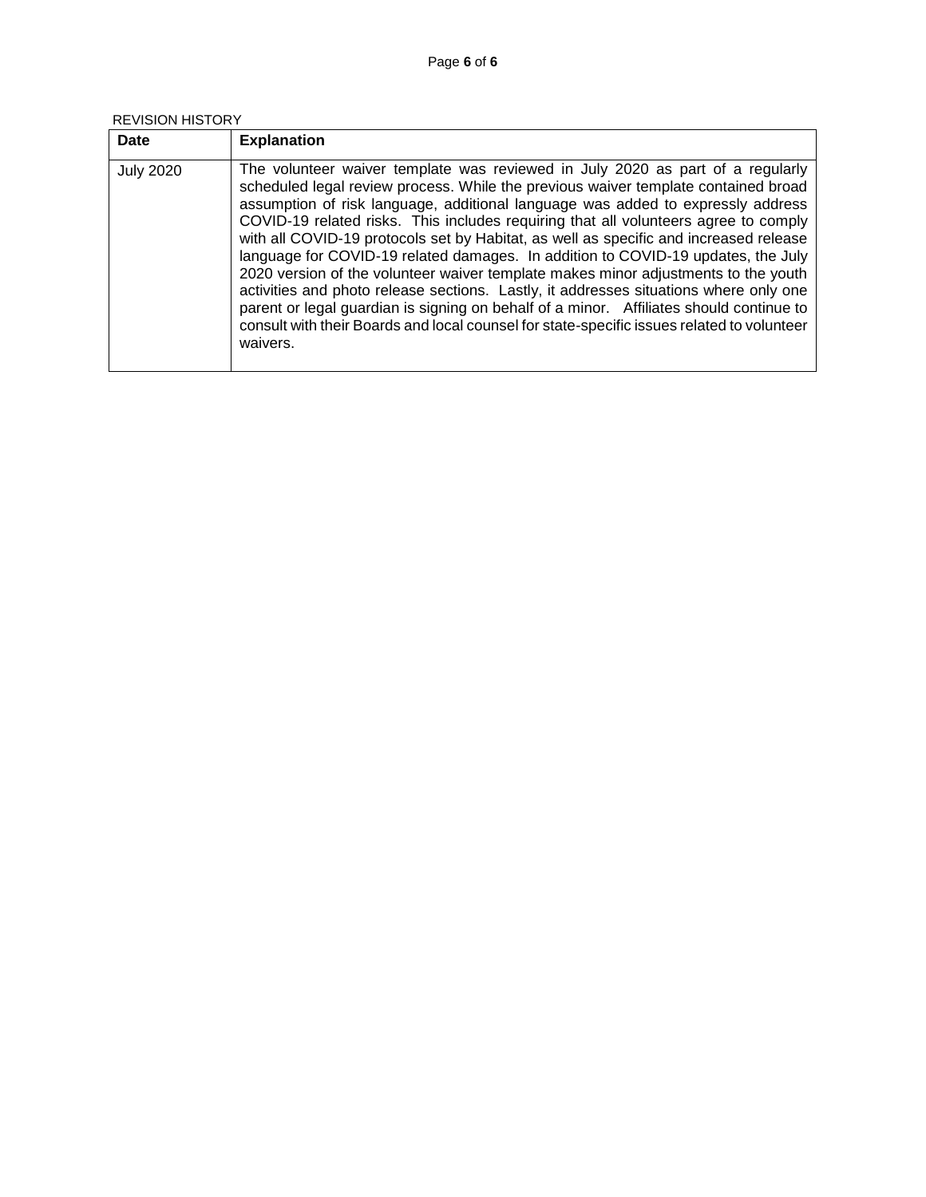REVISION HISTORY

| Date | Explanation |
|---|---|
| July 2020 | The volunteer waiver template was reviewed in July 2020 as part of a regularly scheduled legal review process. While the previous waiver template contained broad assumption of risk language, additional language was added to expressly address COVID-19 related risks. This includes requiring that all volunteers agree to comply with all COVID-19 protocols set by Habitat, as well as specific and increased release language for COVID-19 related damages. In addition to COVID-19 updates, the July 2020 version of the volunteer waiver template makes minor adjustments to the youth activities and photo release sections. Lastly, it addresses situations where only one parent or legal guardian is signing on behalf of a minor. Affiliates should continue to consult with their Boards and local counsel for state-specific issues related to volunteer waivers. |